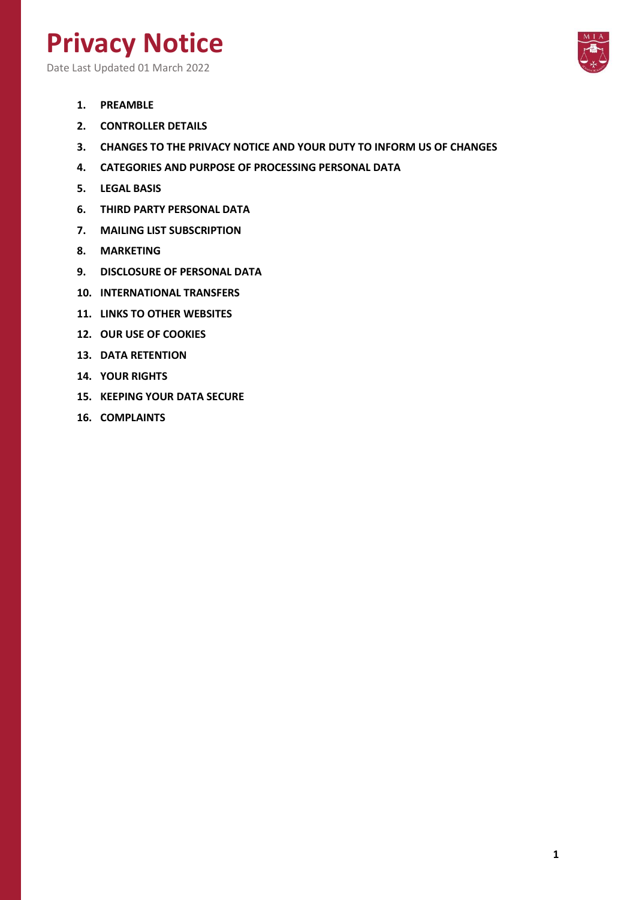# Privacy Notice

Date Last Updated 01 March 2022

1. **PREAMBLE**
2. **CONTROLLER DETAILS**
3. **CHANGES TO THE PRIVACY NOTICE AND YOUR DUTY TO INFORM US OF CHANGES**
4. **CATEGORIES AND PURPOSE OF PROCESSING PERSONAL DATA**
5. **LEGAL BASIS**
6. **THIRD PARTY PERSONAL DATA**
7. **MAILING LIST SUBSCRIPTION**
8. **MARKETING**
9. **DISCLOSURE OF PERSONAL DATA**
10. **INTERNATIONAL TRANSFERS**
11. **LINKS TO OTHER WEBSITES**
12. **OUR USE OF COOKIES**
13. **DATA RETENTION**
14. **YOUR RIGHTS**
15. **KEEPING YOUR DATA SECURE**
16. **COMPLAINTS**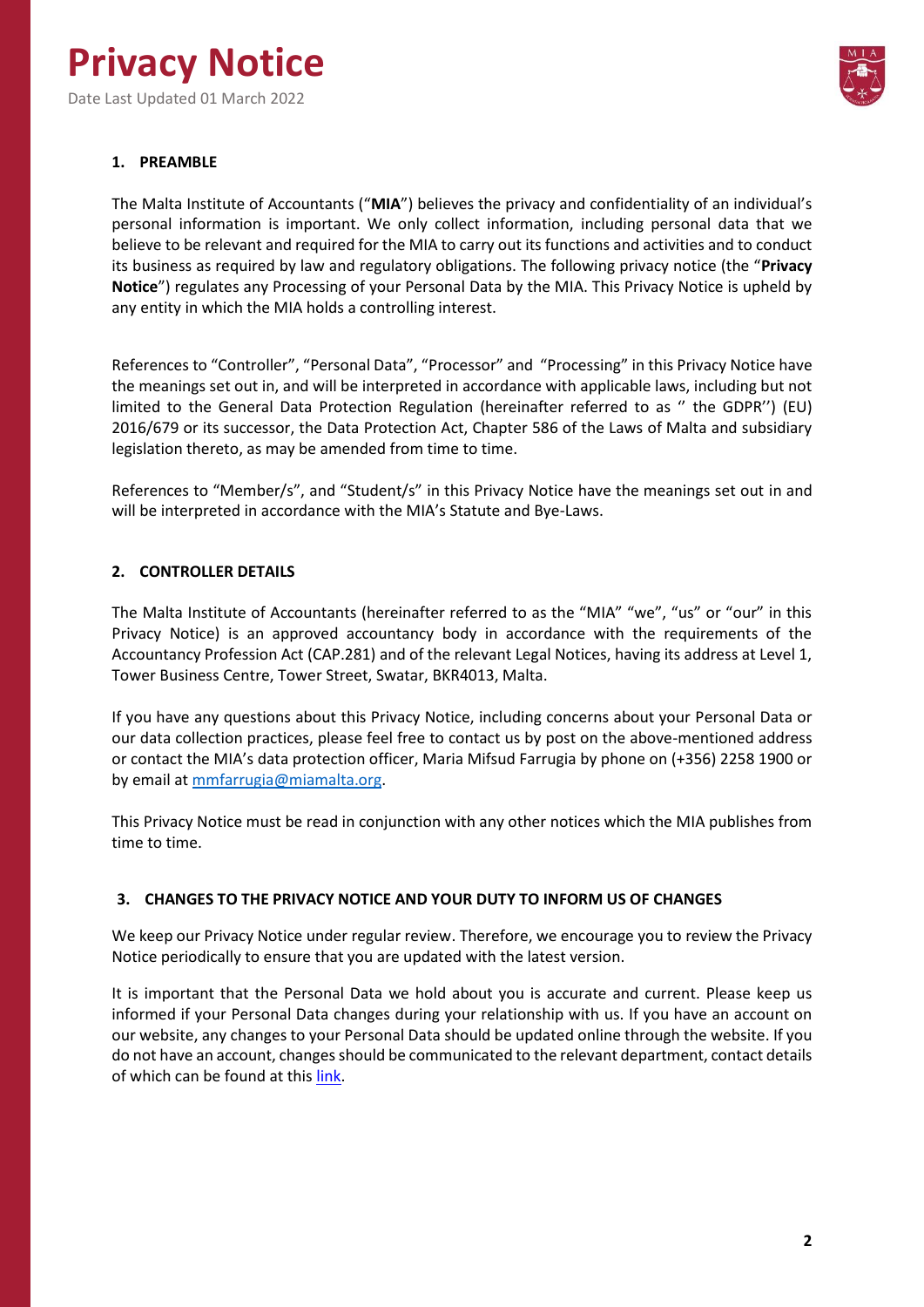# Privacy Notice

Date Last Updated 01 March 2022

## 1. PREAMBLE

The Malta Institute of Accountants ("**MIA**") believes the privacy and confidentiality of an individual's personal information is important. We only collect information, including personal data that we believe to be relevant and required for the MIA to carry out its functions and activities and to conduct its business as required by law and regulatory obligations. The following privacy notice (the "**Privacy Notice**") regulates any Processing of your Personal Data by the MIA. This Privacy Notice is upheld by any entity in which the MIA holds a controlling interest.

References to "Controller", "Personal Data", "Processor" and "Processing" in this Privacy Notice have the meanings set out in, and will be interpreted in accordance with applicable laws, including but not limited to the General Data Protection Regulation (hereinafter referred to as " the GDPR'') (EU) 2016/679 or its successor, the Data Protection Act, Chapter 586 of the Laws of Malta and subsidiary legislation thereto, as may be amended from time to time.

References to "Member/s", and "Student/s" in this Privacy Notice have the meanings set out in and will be interpreted in accordance with the MIA's Statute and Bye-Laws.

## 2. CONTROLLER DETAILS

The Malta Institute of Accountants (hereinafter referred to as the "MIA" "we", "us" or "our" in this Privacy Notice) is an approved accountancy body in accordance with the requirements of the Accountancy Profession Act (CAP.281) and of the relevant Legal Notices, having its address at Level 1, Tower Business Centre, Tower Street, Swatar, BKR4013, Malta.

If you have any questions about this Privacy Notice, including concerns about your Personal Data or our data collection practices, please feel free to contact us by post on the above-mentioned address or contact the MIA's data protection officer, Maria Mifsud Farrugia by phone on (+356) 2258 1900 or by email at mmfarrugia@miamalta.org.

This Privacy Notice must be read in conjunction with any other notices which the MIA publishes from time to time.

## 3. CHANGES TO THE PRIVACY NOTICE AND YOUR DUTY TO INFORM US OF CHANGES

We keep our Privacy Notice under regular review. Therefore, we encourage you to review the Privacy Notice periodically to ensure that you are updated with the latest version.

It is important that the Personal Data we hold about you is accurate and current. Please keep us informed if your Personal Data changes during your relationship with us. If you have an account on our website, any changes to your Personal Data should be updated online through the website. If you do not have an account, changes should be communicated to the relevant department, contact details of which can be found at this link.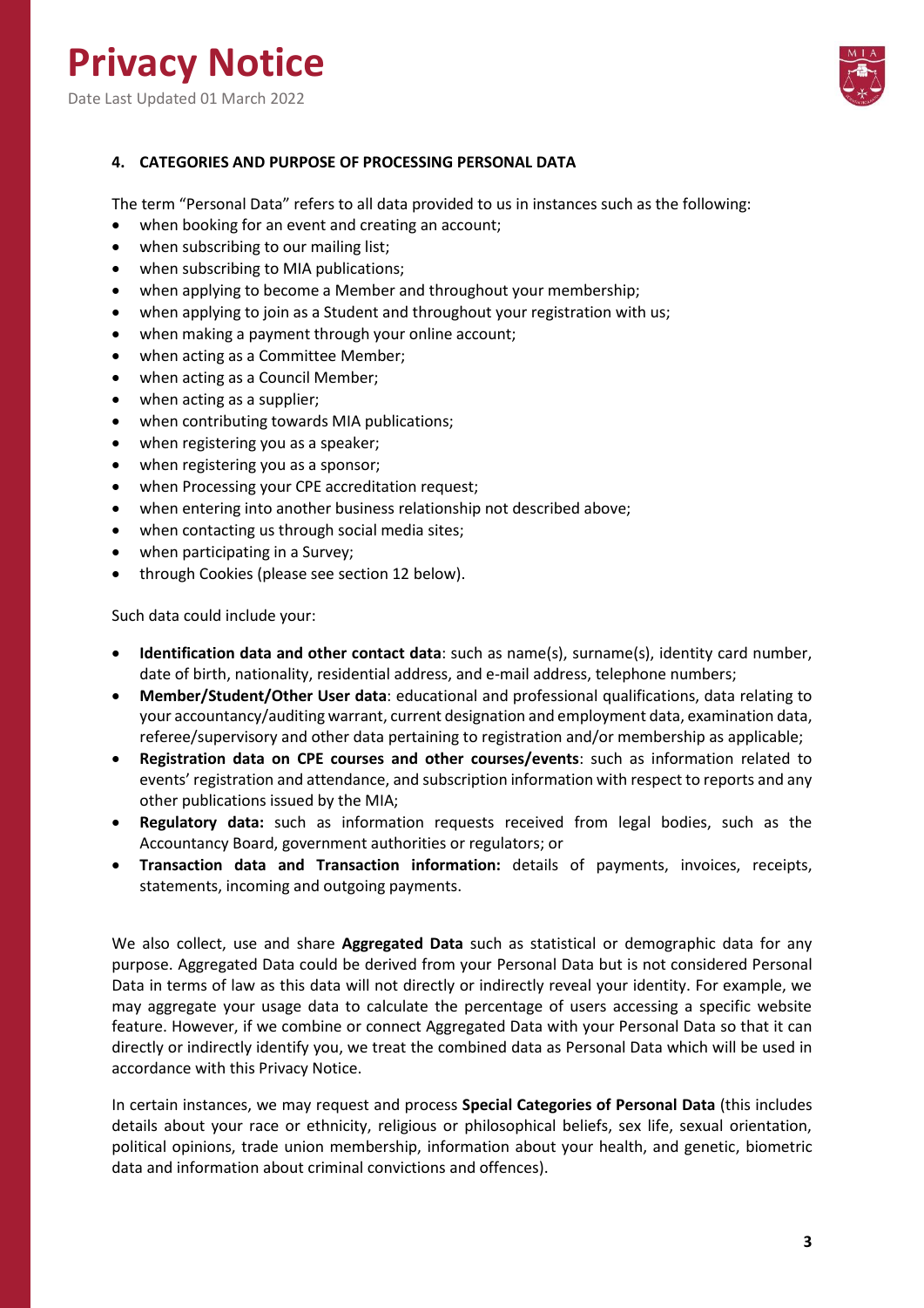### 4. CATEGORIES AND PURPOSE OF PROCESSING PERSONAL DATA

The term "Personal Data" refers to all data provided to us in instances such as the following:

- when booking for an event and creating an account;
- when subscribing to our mailing list;
- when subscribing to MIA publications;
- when applying to become a Member and throughout your membership;
- when applying to join as a Student and throughout your registration with us;
- when making a payment through your online account;
- when acting as a Committee Member;
- when acting as a Council Member;
- when acting as a supplier;
- when contributing towards MIA publications;
- when registering you as a speaker;
- when registering you as a sponsor;
- when Processing your CPE accreditation request;
- when entering into another business relationship not described above;
- when contacting us through social media sites;
- when participating in a Survey;
- through Cookies (please see section 12 below).

Such data could include your:

- **Identification data and other contact data**: such as name(s), surname(s), identity card number, date of birth, nationality, residential address, and e-mail address, telephone numbers;
- **Member/Student/Other User data**: educational and professional qualifications, data relating to your accountancy/auditing warrant, current designation and employment data, examination data, referee/supervisory and other data pertaining to registration and/or membership as applicable;
- **Registration data on CPE courses and other courses/events**: such as information related to events' registration and attendance, and subscription information with respect to reports and any other publications issued by the MIA;
- **Regulatory data:** such as information requests received from legal bodies, such as the Accountancy Board, government authorities or regulators; or
- **Transaction data and Transaction information:** details of payments, invoices, receipts, statements, incoming and outgoing payments.

We also collect, use and share **Aggregated Data** such as statistical or demographic data for any purpose. Aggregated Data could be derived from your Personal Data but is not considered Personal Data in terms of law as this data will not directly or indirectly reveal your identity. For example, we may aggregate your usage data to calculate the percentage of users accessing a specific website feature. However, if we combine or connect Aggregated Data with your Personal Data so that it can directly or indirectly identify you, we treat the combined data as Personal Data which will be used in accordance with this Privacy Notice.

In certain instances, we may request and process **Special Categories of Personal Data** (this includes details about your race or ethnicity, religious or philosophical beliefs, sex life, sexual orientation, political opinions, trade union membership, information about your health, and genetic, biometric data and information about criminal convictions and offences).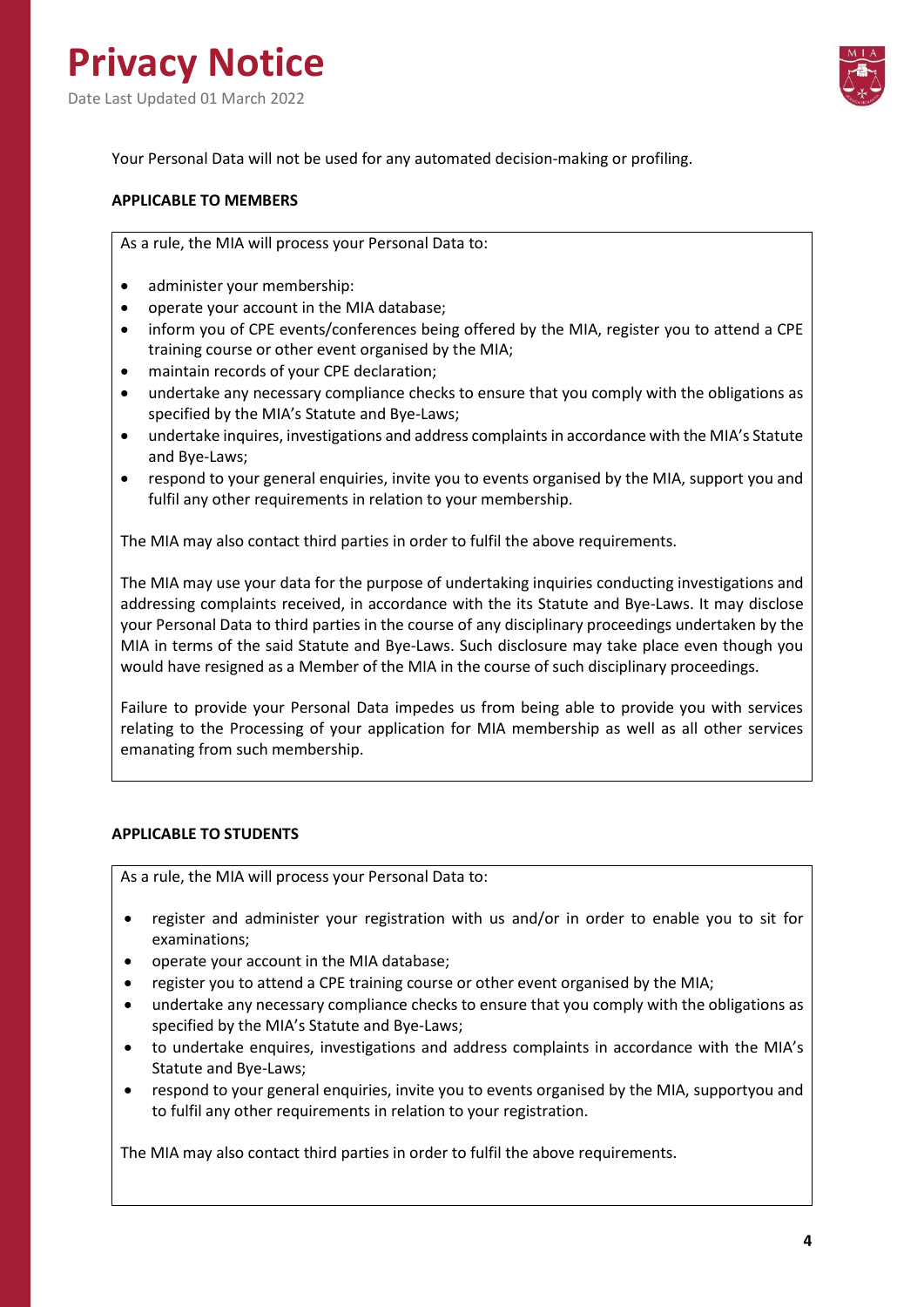Your Personal Data will not be used for any automated decision-making or profiling.

**APPLICABLE TO MEMBERS**

As a rule, the MIA will process your Personal Data to:

- administer your membership:
- operate your account in the MIA database;
- inform you of CPE events/conferences being offered by the MIA, register you to attend a CPE training course or other event organised by the MIA;
- maintain records of your CPE declaration;
- undertake any necessary compliance checks to ensure that you comply with the obligations as specified by the MIA's Statute and Bye-Laws;
- undertake inquires, investigations and address complaints in accordance with the MIA's Statute and Bye-Laws;
- respond to your general enquiries, invite you to events organised by the MIA, support you and fulfil any other requirements in relation to your membership.

The MIA may also contact third parties in order to fulfil the above requirements.

The MIA may use your data for the purpose of undertaking inquiries conducting investigations and addressing complaints received, in accordance with the its Statute and Bye-Laws. It may disclose your Personal Data to third parties in the course of any disciplinary proceedings undertaken by the MIA in terms of the said Statute and Bye-Laws. Such disclosure may take place even though you would have resigned as a Member of the MIA in the course of such disciplinary proceedings.

Failure to provide your Personal Data impedes us from being able to provide you with services relating to the Processing of your application for MIA membership as well as all other services emanating from such membership.

**APPLICABLE TO STUDENTS**

As a rule, the MIA will process your Personal Data to:

- register and administer your registration with us and/or in order to enable you to sit for examinations;
- operate your account in the MIA database;
- register you to attend a CPE training course or other event organised by the MIA;
- undertake any necessary compliance checks to ensure that you comply with the obligations as specified by the MIA's Statute and Bye-Laws;
- to undertake enquires, investigations and address complaints in accordance with the MIA's Statute and Bye-Laws;
- respond to your general enquiries, invite you to events organised by the MIA, supportyou and to fulfil any other requirements in relation to your registration.

The MIA may also contact third parties in order to fulfil the above requirements.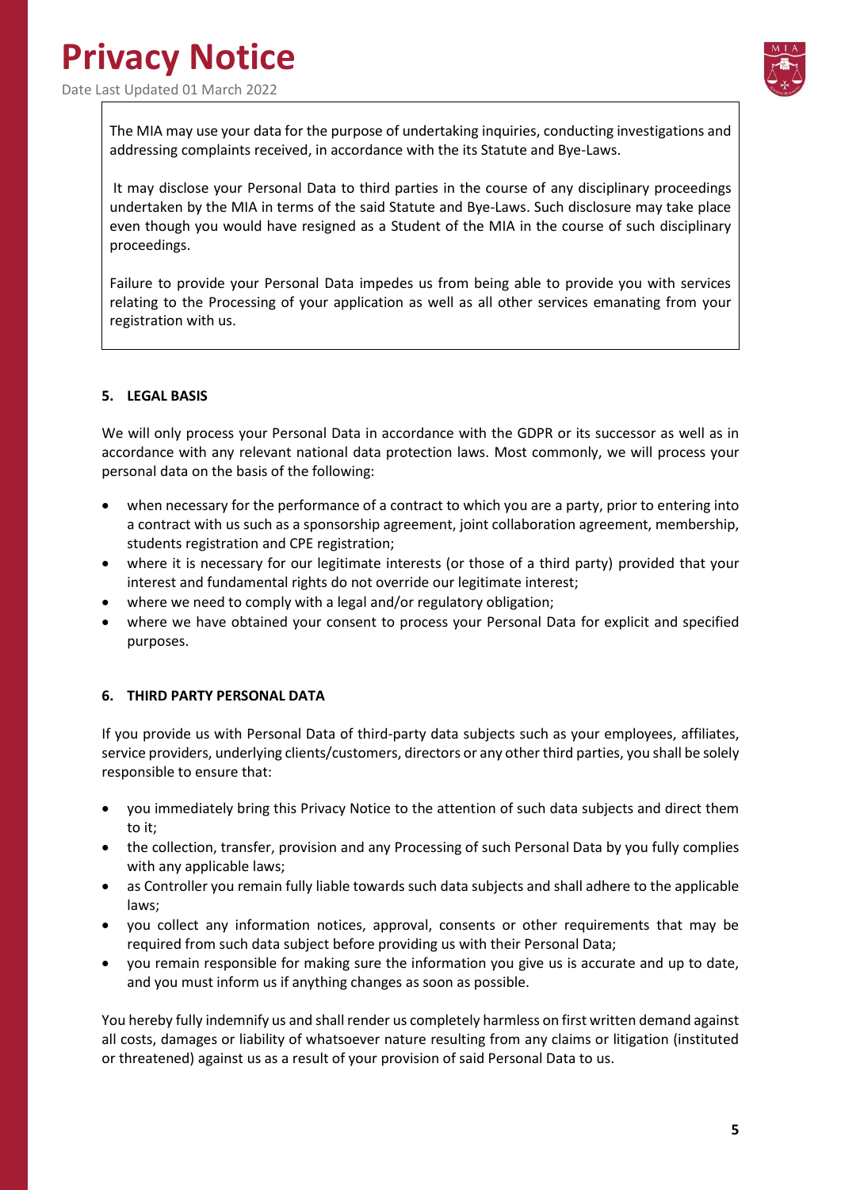The MIA may use your data for the purpose of undertaking inquiries, conducting investigations and addressing complaints received, in accordance with the its Statute and Bye-Laws.

It may disclose your Personal Data to third parties in the course of any disciplinary proceedings undertaken by the MIA in terms of the said Statute and Bye-Laws. Such disclosure may take place even though you would have resigned as a Student of the MIA in the course of such disciplinary proceedings.

Failure to provide your Personal Data impedes us from being able to provide you with services relating to the Processing of your application as well as all other services emanating from your registration with us.

## 5. LEGAL BASIS

We will only process your Personal Data in accordance with the GDPR or its successor as well as in accordance with any relevant national data protection laws. Most commonly, we will process your personal data on the basis of the following:

- when necessary for the performance of a contract to which you are a party, prior to entering into a contract with us such as a sponsorship agreement, joint collaboration agreement, membership, students registration and CPE registration;
- where it is necessary for our legitimate interests (or those of a third party) provided that your interest and fundamental rights do not override our legitimate interest;
- where we need to comply with a legal and/or regulatory obligation;
- where we have obtained your consent to process your Personal Data for explicit and specified purposes.

## 6. THIRD PARTY PERSONAL DATA

If you provide us with Personal Data of third-party data subjects such as your employees, affiliates, service providers, underlying clients/customers, directors or any other third parties, you shall be solely responsible to ensure that:

- you immediately bring this Privacy Notice to the attention of such data subjects and direct them to it;
- the collection, transfer, provision and any Processing of such Personal Data by you fully complies with any applicable laws;
- as Controller you remain fully liable towards such data subjects and shall adhere to the applicable laws;
- you collect any information notices, approval, consents or other requirements that may be required from such data subject before providing us with their Personal Data;
- you remain responsible for making sure the information you give us is accurate and up to date, and you must inform us if anything changes as soon as possible.

You hereby fully indemnify us and shall render us completely harmless on first written demand against all costs, damages or liability of whatsoever nature resulting from any claims or litigation (instituted or threatened) against us as a result of your provision of said Personal Data to us.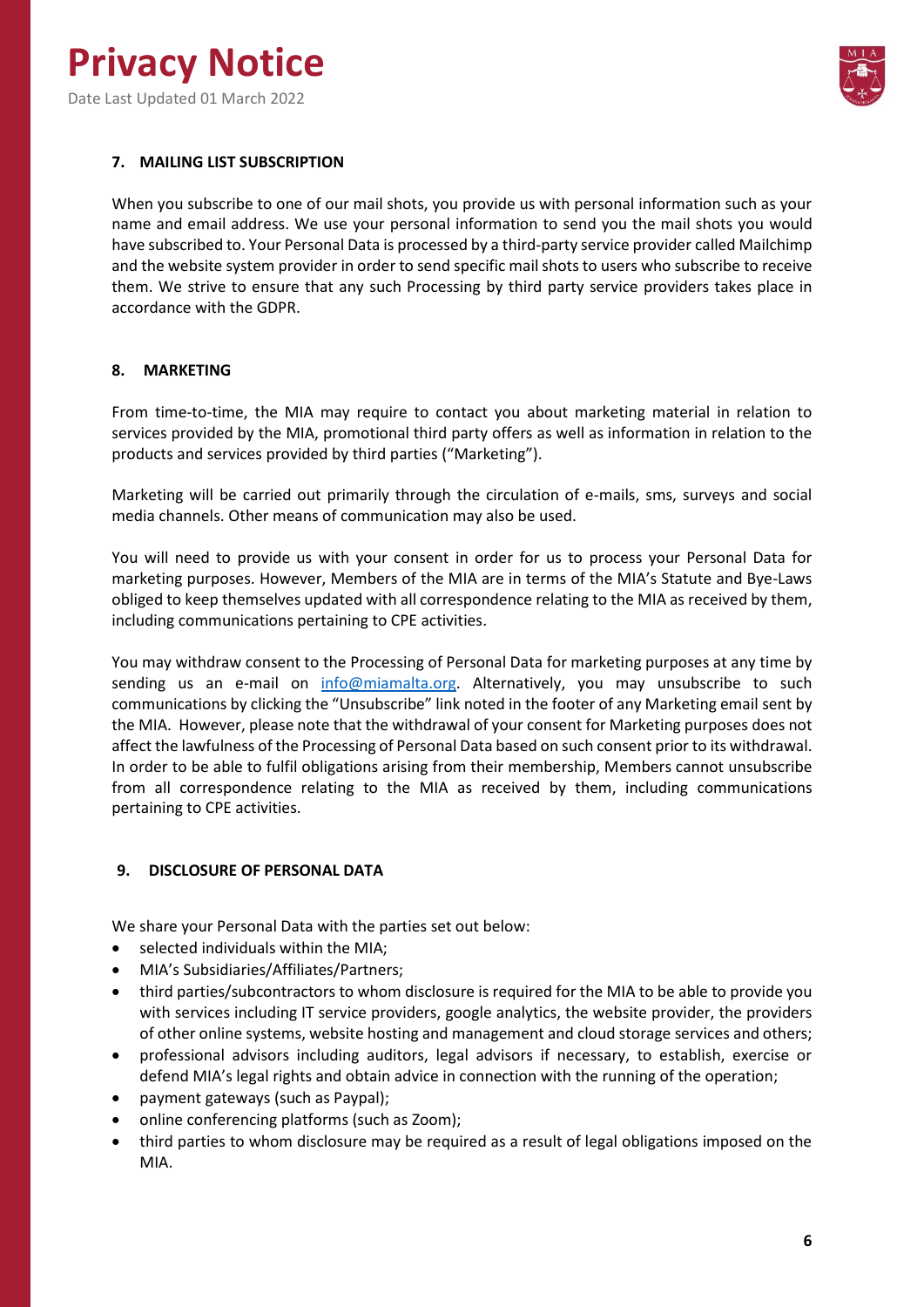## 7. MAILING LIST SUBSCRIPTION

When you subscribe to one of our mail shots, you provide us with personal information such as your name and email address. We use your personal information to send you the mail shots you would have subscribed to. Your Personal Data is processed by a third-party service provider called Mailchimp and the website system provider in order to send specific mail shots to users who subscribe to receive them. We strive to ensure that any such Processing by third party service providers takes place in accordance with the GDPR.

## 8. MARKETING

From time-to-time, the MIA may require to contact you about marketing material in relation to services provided by the MIA, promotional third party offers as well as information in relation to the products and services provided by third parties ("Marketing").

Marketing will be carried out primarily through the circulation of e-mails, sms, surveys and social media channels. Other means of communication may also be used.

You will need to provide us with your consent in order for us to process your Personal Data for marketing purposes. However, Members of the MIA are in terms of the MIA's Statute and Bye-Laws obliged to keep themselves updated with all correspondence relating to the MIA as received by them, including communications pertaining to CPE activities.

You may withdraw consent to the Processing of Personal Data for marketing purposes at any time by sending us an e-mail on info@miamalta.org. Alternatively, you may unsubscribe to such communications by clicking the "Unsubscribe" link noted in the footer of any Marketing email sent by the MIA. However, please note that the withdrawal of your consent for Marketing purposes does not affect the lawfulness of the Processing of Personal Data based on such consent prior to its withdrawal. In order to be able to fulfil obligations arising from their membership, Members cannot unsubscribe from all correspondence relating to the MIA as received by them, including communications pertaining to CPE activities.

## 9. DISCLOSURE OF PERSONAL DATA

We share your Personal Data with the parties set out below:

- selected individuals within the MIA;
- MIA's Subsidiaries/Affiliates/Partners;
- third parties/subcontractors to whom disclosure is required for the MIA to be able to provide you with services including IT service providers, google analytics, the website provider, the providers of other online systems, website hosting and management and cloud storage services and others;
- professional advisors including auditors, legal advisors if necessary, to establish, exercise or defend MIA's legal rights and obtain advice in connection with the running of the operation;
- payment gateways (such as Paypal);
- online conferencing platforms (such as Zoom);
- third parties to whom disclosure may be required as a result of legal obligations imposed on the MIA.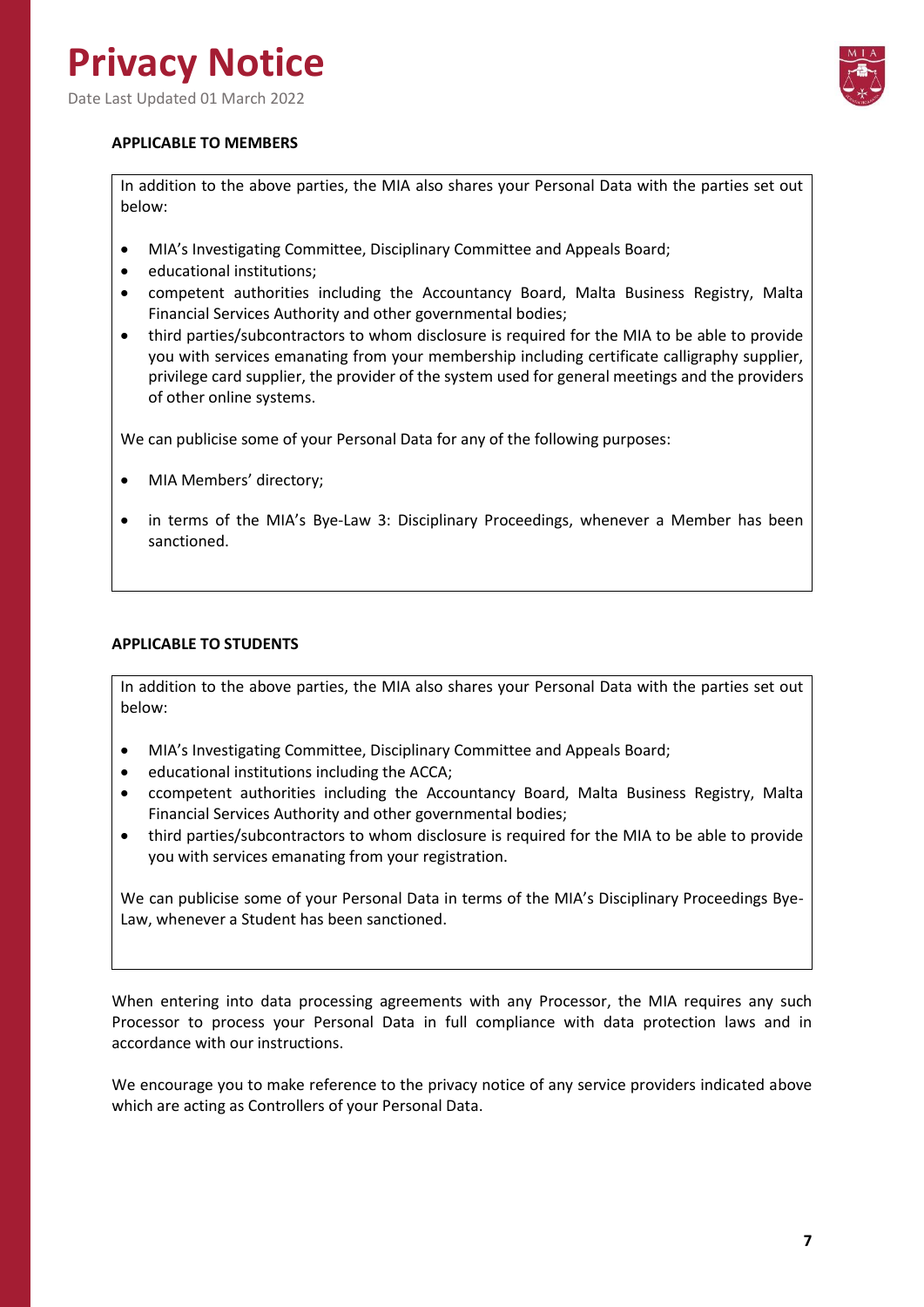**APPLICABLE TO MEMBERS**

In addition to the above parties, the MIA also shares your Personal Data with the parties set out below:

- MIA's Investigating Committee, Disciplinary Committee and Appeals Board;
- educational institutions;
- competent authorities including the Accountancy Board, Malta Business Registry, Malta Financial Services Authority and other governmental bodies;
- third parties/subcontractors to whom disclosure is required for the MIA to be able to provide you with services emanating from your membership including certificate calligraphy supplier, privilege card supplier, the provider of the system used for general meetings and the providers of other online systems.

We can publicise some of your Personal Data for any of the following purposes:

- MIA Members' directory;
- in terms of the MIA's Bye-Law 3: Disciplinary Proceedings, whenever a Member has been sanctioned.

**APPLICABLE TO STUDENTS**

In addition to the above parties, the MIA also shares your Personal Data with the parties set out below:

- MIA's Investigating Committee, Disciplinary Committee and Appeals Board;
- educational institutions including the ACCA;
- ccompetent authorities including the Accountancy Board, Malta Business Registry, Malta Financial Services Authority and other governmental bodies;
- third parties/subcontractors to whom disclosure is required for the MIA to be able to provide you with services emanating from your registration.

We can publicise some of your Personal Data in terms of the MIA's Disciplinary Proceedings Bye-Law, whenever a Student has been sanctioned.

When entering into data processing agreements with any Processor, the MIA requires any such Processor to process your Personal Data in full compliance with data protection laws and in accordance with our instructions.

We encourage you to make reference to the privacy notice of any service providers indicated above which are acting as Controllers of your Personal Data.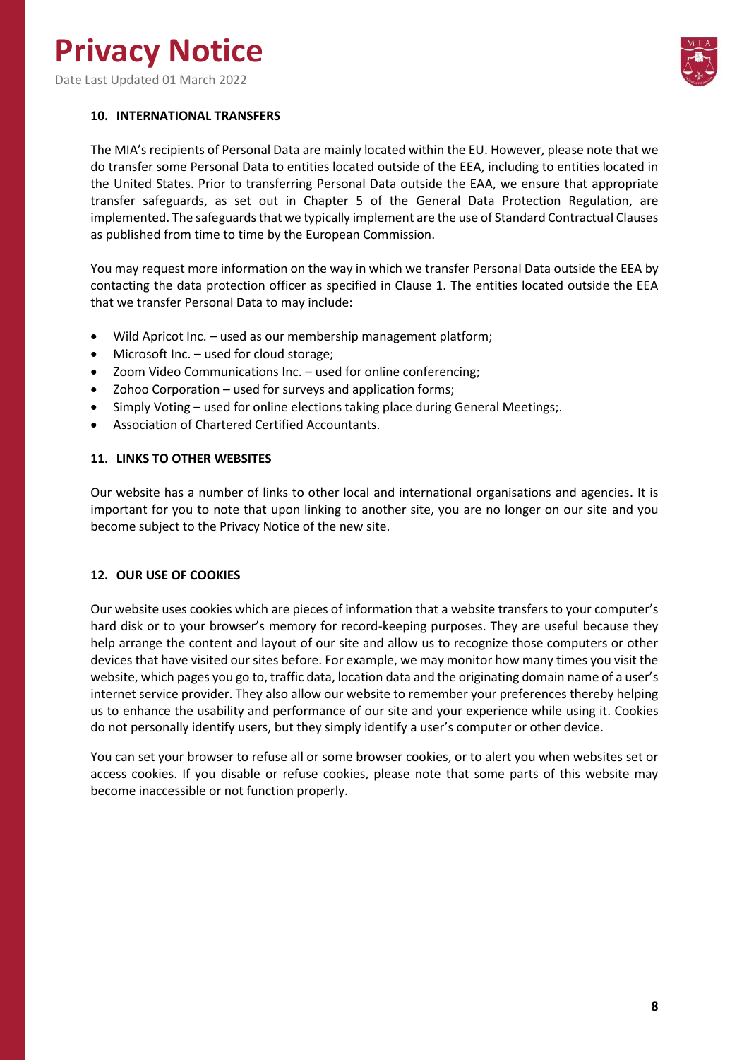## 10. INTERNATIONAL TRANSFERS

The MIA's recipients of Personal Data are mainly located within the EU. However, please note that we do transfer some Personal Data to entities located outside of the EEA, including to entities located in the United States. Prior to transferring Personal Data outside the EAA, we ensure that appropriate transfer safeguards, as set out in Chapter 5 of the General Data Protection Regulation, are implemented. The safeguards that we typically implement are the use of Standard Contractual Clauses as published from time to time by the European Commission.

You may request more information on the way in which we transfer Personal Data outside the EEA by contacting the data protection officer as specified in Clause 1. The entities located outside the EEA that we transfer Personal Data to may include:

- Wild Apricot Inc. – used as our membership management platform;
- Microsoft Inc. – used for cloud storage;
- Zoom Video Communications Inc. – used for online conferencing;
- Zohoo Corporation – used for surveys and application forms;
- Simply Voting – used for online elections taking place during General Meetings;.
- Association of Chartered Certified Accountants.

## 11. LINKS TO OTHER WEBSITES

Our website has a number of links to other local and international organisations and agencies. It is important for you to note that upon linking to another site, you are no longer on our site and you become subject to the Privacy Notice of the new site.

## 12. OUR USE OF COOKIES

Our website uses cookies which are pieces of information that a website transfers to your computer's hard disk or to your browser's memory for record-keeping purposes. They are useful because they help arrange the content and layout of our site and allow us to recognize those computers or other devices that have visited our sites before. For example, we may monitor how many times you visit the website, which pages you go to, traffic data, location data and the originating domain name of a user's internet service provider. They also allow our website to remember your preferences thereby helping us to enhance the usability and performance of our site and your experience while using it. Cookies do not personally identify users, but they simply identify a user's computer or other device.

You can set your browser to refuse all or some browser cookies, or to alert you when websites set or access cookies. If you disable or refuse cookies, please note that some parts of this website may become inaccessible or not function properly.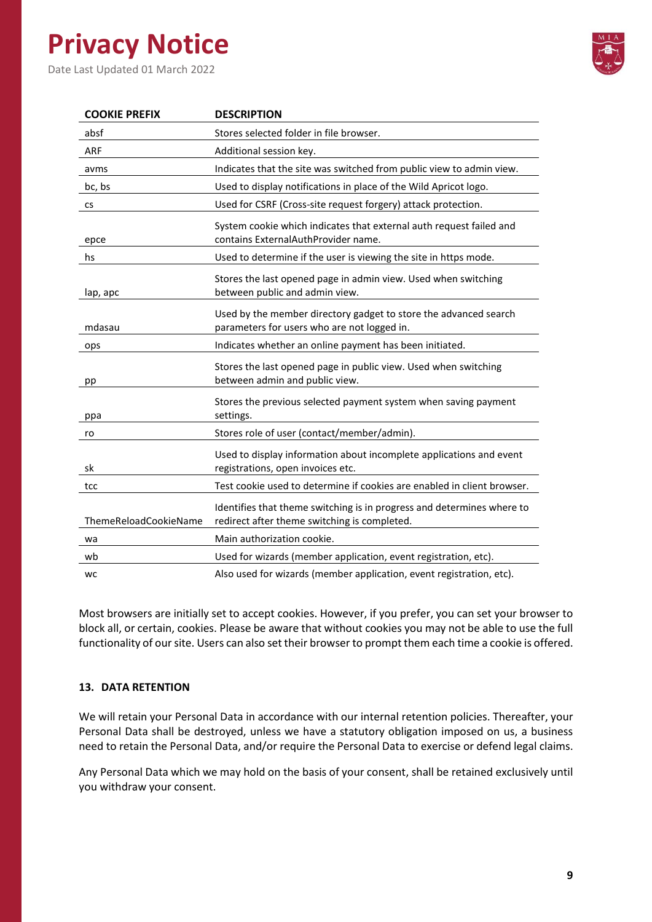| COOKIE PREFIX | DESCRIPTION |
|---|---|
| absf | Stores selected folder in file browser. |
| ARF | Additional session key. |
| avms | Indicates that the site was switched from public view to admin view. |
| bc, bs | Used to display notifications in place of the Wild Apricot logo. |
| cs | Used for CSRF (Cross-site request forgery) attack protection. |
| epce | System cookie which indicates that external auth request failed and contains ExternalAuthProvider name. |
| hs | Used to determine if the user is viewing the site in https mode. |
| lap, apc | Stores the last opened page in admin view. Used when switching between public and admin view. |
| mdasau | Used by the member directory gadget to store the advanced search parameters for users who are not logged in. |
| ops | Indicates whether an online payment has been initiated. |
| pp | Stores the last opened page in public view. Used when switching between admin and public view. |
| ppa | Stores the previous selected payment system when saving payment settings. |
| ro | Stores role of user (contact/member/admin). |
| sk | Used to display information about incomplete applications and event registrations, open invoices etc. |
| tcc | Test cookie used to determine if cookies are enabled in client browser. |
| ThemeReloadCookieName | Identifies that theme switching is in progress and determines where to redirect after theme switching is completed. |
| wa | Main authorization cookie. |
| wb | Used for wizards (member application, event registration, etc). |
| wc | Also used for wizards (member application, event registration, etc). |

Most browsers are initially set to accept cookies. However, if you prefer, you can set your browser to block all, or certain, cookies. Please be aware that without cookies you may not be able to use the full functionality of our site. Users can also set their browser to prompt them each time a cookie is offered.

## 13. DATA RETENTION

We will retain your Personal Data in accordance with our internal retention policies. Thereafter, your Personal Data shall be destroyed, unless we have a statutory obligation imposed on us, a business need to retain the Personal Data, and/or require the Personal Data to exercise or defend legal claims.

Any Personal Data which we may hold on the basis of your consent, shall be retained exclusively until you withdraw your consent.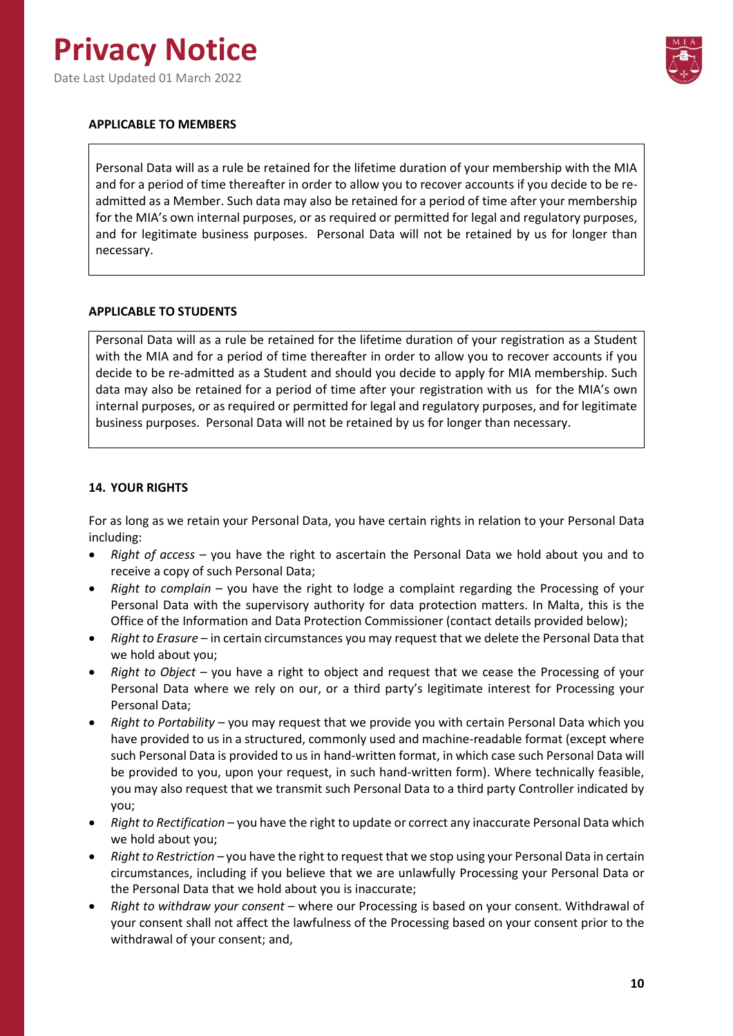**APPLICABLE TO MEMBERS**

Personal Data will as a rule be retained for the lifetime duration of your membership with the MIA and for a period of time thereafter in order to allow you to recover accounts if you decide to be re-admitted as a Member. Such data may also be retained for a period of time after your membership for the MIA's own internal purposes, or as required or permitted for legal and regulatory purposes, and for legitimate business purposes. Personal Data will not be retained by us for longer than necessary.

**APPLICABLE TO STUDENTS**

Personal Data will as a rule be retained for the lifetime duration of your registration as a Student with the MIA and for a period of time thereafter in order to allow you to recover accounts if you decide to be re-admitted as a Student and should you decide to apply for MIA membership. Such data may also be retained for a period of time after your registration with us for the MIA's own internal purposes, or as required or permitted for legal and regulatory purposes, and for legitimate business purposes. Personal Data will not be retained by us for longer than necessary.

**14. YOUR RIGHTS**

For as long as we retain your Personal Data, you have certain rights in relation to your Personal Data including:

- *Right of access* – you have the right to ascertain the Personal Data we hold about you and to receive a copy of such Personal Data;
- *Right to complain* – you have the right to lodge a complaint regarding the Processing of your Personal Data with the supervisory authority for data protection matters. In Malta, this is the Office of the Information and Data Protection Commissioner (contact details provided below);
- *Right to Erasure* – in certain circumstances you may request that we delete the Personal Data that we hold about you;
- *Right to Object* – you have a right to object and request that we cease the Processing of your Personal Data where we rely on our, or a third party's legitimate interest for Processing your Personal Data;
- *Right to Portability* – you may request that we provide you with certain Personal Data which you have provided to us in a structured, commonly used and machine-readable format (except where such Personal Data is provided to us in hand-written format, in which case such Personal Data will be provided to you, upon your request, in such hand-written form). Where technically feasible, you may also request that we transmit such Personal Data to a third party Controller indicated by you;
- *Right to Rectification* – you have the right to update or correct any inaccurate Personal Data which we hold about you;
- *Right to Restriction* – you have the right to request that we stop using your Personal Data in certain circumstances, including if you believe that we are unlawfully Processing your Personal Data or the Personal Data that we hold about you is inaccurate;
- *Right to withdraw your consent* – where our Processing is based on your consent. Withdrawal of your consent shall not affect the lawfulness of the Processing based on your consent prior to the withdrawal of your consent; and,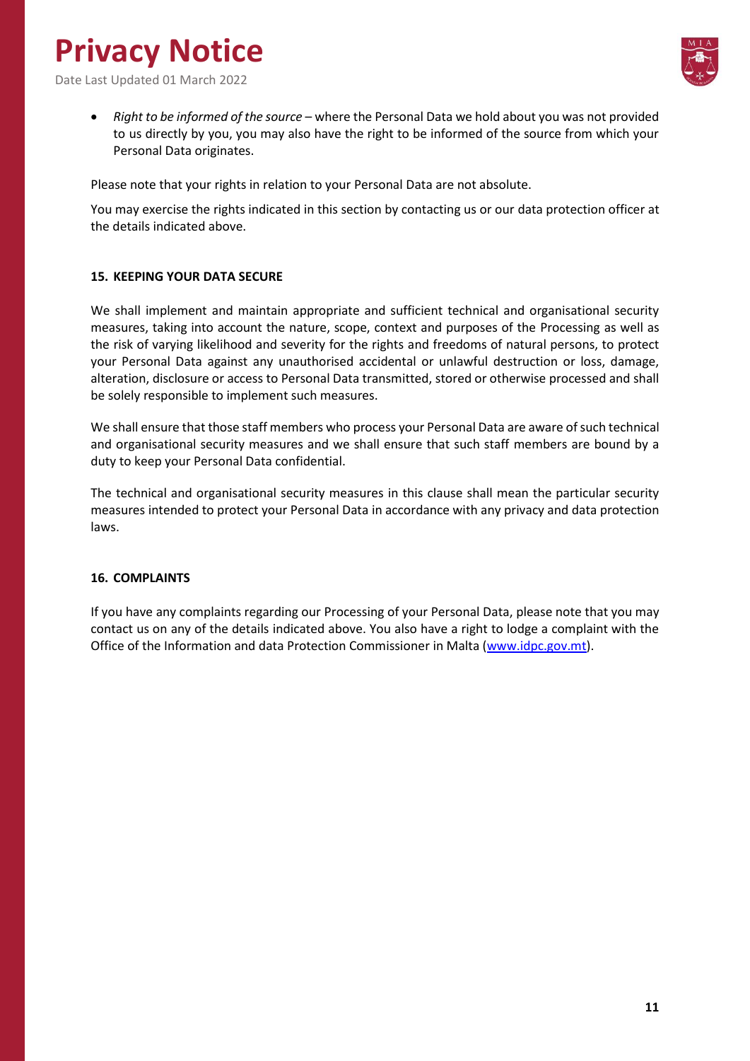- *Right to be informed of the source* – where the Personal Data we hold about you was not provided to us directly by you, you may also have the right to be informed of the source from which your Personal Data originates.

Please note that your rights in relation to your Personal Data are not absolute.

You may exercise the rights indicated in this section by contacting us or our data protection officer at the details indicated above.

## 15. KEEPING YOUR DATA SECURE

We shall implement and maintain appropriate and sufficient technical and organisational security measures, taking into account the nature, scope, context and purposes of the Processing as well as the risk of varying likelihood and severity for the rights and freedoms of natural persons, to protect your Personal Data against any unauthorised accidental or unlawful destruction or loss, damage, alteration, disclosure or access to Personal Data transmitted, stored or otherwise processed and shall be solely responsible to implement such measures.

We shall ensure that those staff members who process your Personal Data are aware of such technical and organisational security measures and we shall ensure that such staff members are bound by a duty to keep your Personal Data confidential.

The technical and organisational security measures in this clause shall mean the particular security measures intended to protect your Personal Data in accordance with any privacy and data protection laws.

## 16. COMPLAINTS

If you have any complaints regarding our Processing of your Personal Data, please note that you may contact us on any of the details indicated above. You also have a right to lodge a complaint with the Office of the Information and data Protection Commissioner in Malta (www.idpc.gov.mt).